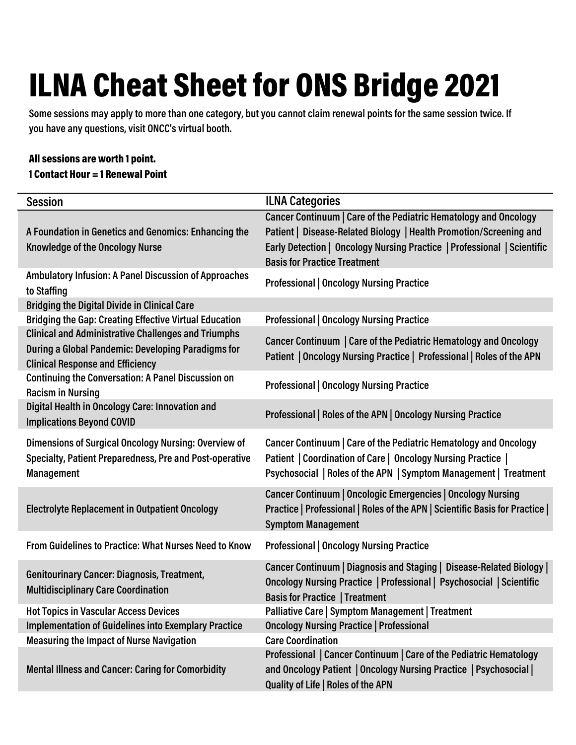# ILNA Cheat Sheet for ONS Bridge 2021

**Some sessions may apply to more than one category, but you cannot claim renewal points for the same session twice. If you have any questions, visit ONCC's virtual booth.**

**All sessions are worth 1 point.**
**1 Contact Hour = 1 Renewal Point**

| Session | ILNA Categories |
|---|---|
| A Foundation in Genetics and Genomics: Enhancing the Knowledge of the Oncology Nurse | Cancer Continuum \| Care of the Pediatric Hematology and Oncology Patient \| Disease-Related Biology \| Health Promotion/Screening and Early Detection \| Oncology Nursing Practice \| Professional \| Scientific Basis for Practice Treatment |
| Ambulatory Infusion: A Panel Discussion of Approaches to Staffing | Professional \| Oncology Nursing Practice |
| Bridging the Digital Divide in Clinical Care | |
| Bridging the Gap: Creating Effective Virtual Education | Professional \| Oncology Nursing Practice |
| Clinical and Administrative Challenges and Triumphs During a Global Pandemic: Developing Paradigms for Clinical Response and Efficiency | Cancer Continuum \| Care of the Pediatric Hematology and Oncology Patient \| Oncology Nursing Practice \| Professional \| Roles of the APN |
| Continuing the Conversation: A Panel Discussion on Racism in Nursing | Professional \| Oncology Nursing Practice |
| Digital Health in Oncology Care: Innovation and Implications Beyond COVID | Professional \| Roles of the APN \| Oncology Nursing Practice |
| Dimensions of Surgical Oncology Nursing: Overview of Specialty, Patient Preparedness, Pre and Post-operative Management | Cancer Continuum \| Care of the Pediatric Hematology and Oncology Patient \| Coordination of Care \| Oncology Nursing Practice \| Psychosocial \| Roles of the APN \| Symptom Management \| Treatment |
| Electrolyte Replacement in Outpatient Oncology | Cancer Continuum \| Oncologic Emergencies \| Oncology Nursing Practice \| Professional \| Roles of the APN \| Scientific Basis for Practice \| Symptom Management |
| From Guidelines to Practice: What Nurses Need to Know | Professional \| Oncology Nursing Practice |
| Genitourinary Cancer: Diagnosis, Treatment, Multidisciplinary Care Coordination | Cancer Continuum \| Diagnosis and Staging \| Disease-Related Biology \| Oncology Nursing Practice \| Professional \| Psychosocial \| Scientific Basis for Practice \| Treatment |
| Hot Topics in Vascular Access Devices | Palliative Care \| Symptom Management \| Treatment |
| Implementation of Guidelines into Exemplary Practice | Oncology Nursing Practice \| Professional |
| Measuring the Impact of Nurse Navigation | Care Coordination |
| Mental Illness and Cancer: Caring for Comorbidity | Professional \| Cancer Continuum \| Care of the Pediatric Hematology and Oncology Patient \| Oncology Nursing Practice \| Psychosocial \| Quality of Life \| Roles of the APN |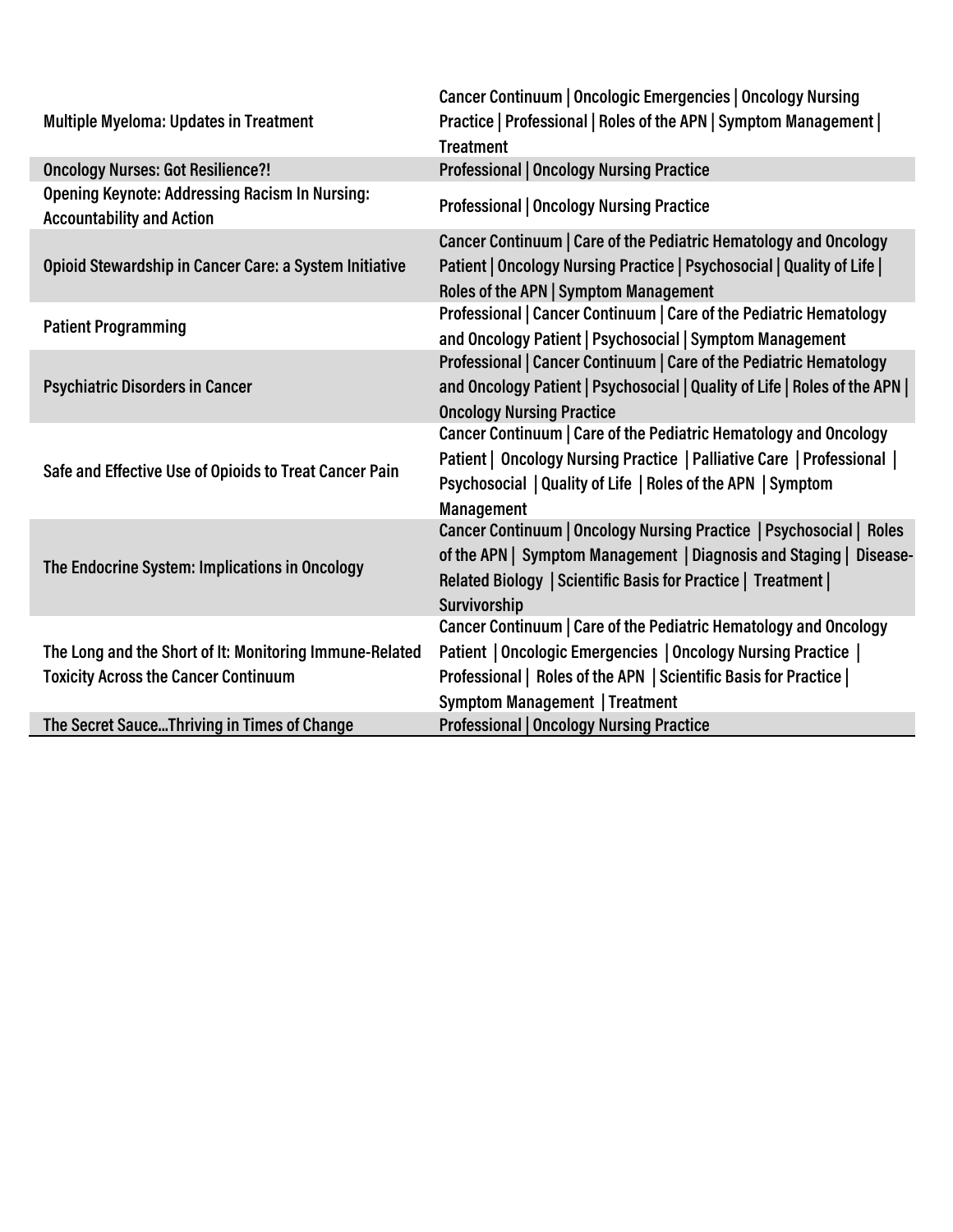| | |
|---|---|
| Multiple Myeloma: Updates in Treatment | Cancer Continuum \| Oncologic Emergencies \| Oncology Nursing Practice \| Professional \| Roles of the APN \| Symptom Management \| Treatment |
| Oncology Nurses: Got Resilience?! | Professional \| Oncology Nursing Practice |
| Opening Keynote: Addressing Racism In Nursing: Accountability and Action | Professional \| Oncology Nursing Practice |
| Opioid Stewardship in Cancer Care: a System Initiative | Cancer Continuum \| Care of the Pediatric Hematology and Oncology Patient \| Oncology Nursing Practice \| Psychosocial \| Quality of Life \| Roles of the APN \| Symptom Management |
| Patient Programming | Professional \| Cancer Continuum \| Care of the Pediatric Hematology and Oncology Patient \| Psychosocial \| Symptom Management |
| Psychiatric Disorders in Cancer | Professional \| Cancer Continuum \| Care of the Pediatric Hematology and Oncology Patient \| Psychosocial \| Quality of Life \| Roles of the APN \| Oncology Nursing Practice |
| Safe and Effective Use of Opioids to Treat Cancer Pain | Cancer Continuum \| Care of the Pediatric Hematology and Oncology Patient \| Oncology Nursing Practice \| Palliative Care \| Professional \| Psychosocial \| Quality of Life \| Roles of the APN \| Symptom Management |
| The Endocrine System: Implications in Oncology | Cancer Continuum \| Oncology Nursing Practice \| Psychosocial \| Roles of the APN \| Symptom Management \| Diagnosis and Staging \| Disease-Related Biology \| Scientific Basis for Practice \| Treatment \| Survivorship |
| The Long and the Short of It: Monitoring Immune-Related Toxicity Across the Cancer Continuum | Cancer Continuum \| Care of the Pediatric Hematology and Oncology Patient \| Oncologic Emergencies \| Oncology Nursing Practice \| Professional \| Roles of the APN \| Scientific Basis for Practice \| Symptom Management \| Treatment |
| The Secret Sauce...Thriving in Times of Change | Professional \| Oncology Nursing Practice |